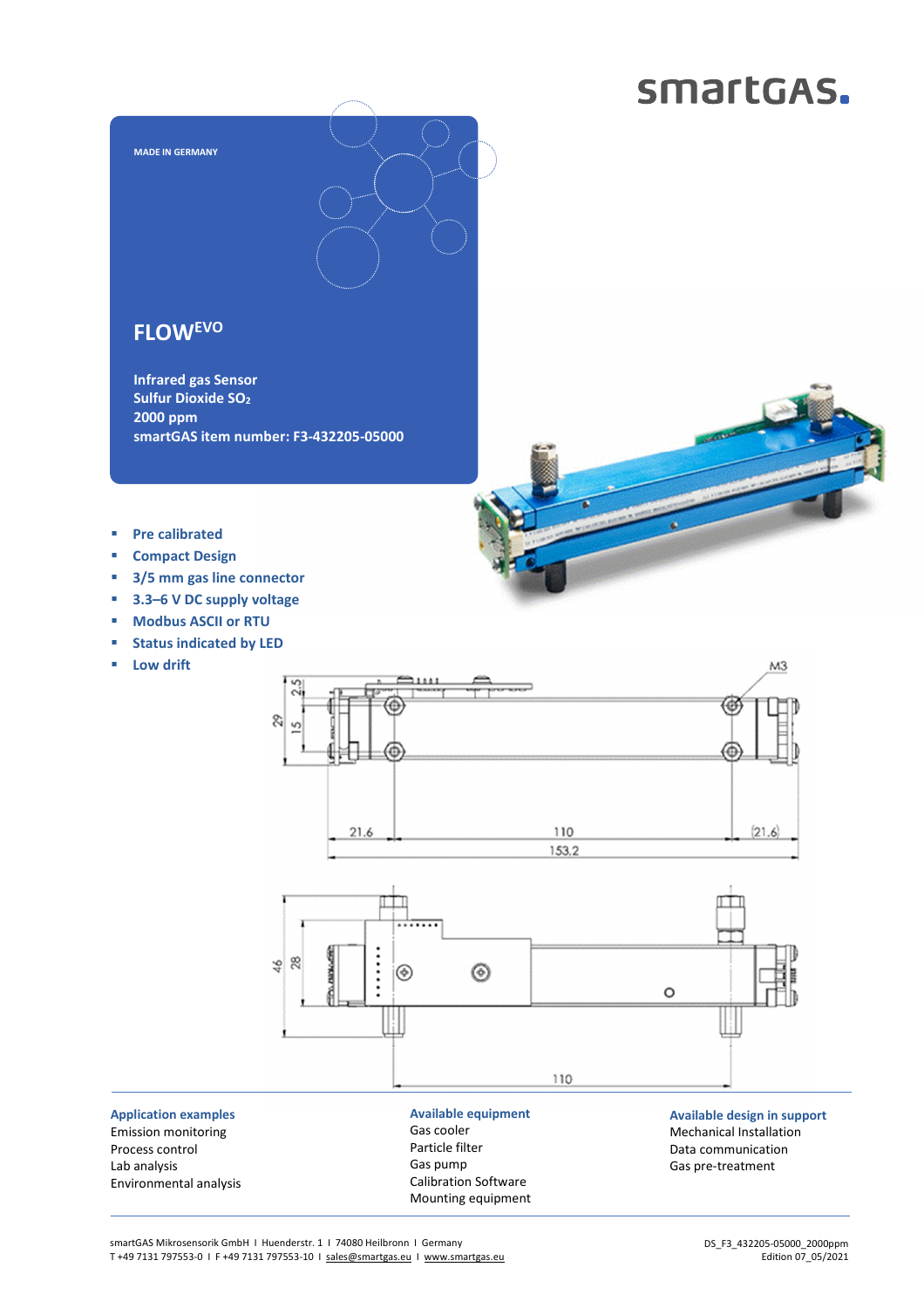smartGAS.

MADE IN GERMANY

# FLOW[EVO]

**Infrared gas Sensor**
**Sulfur Dioxide $SO_2$**
**2000 ppm**
**smartGAS item number: F3-432205-05000**

- **Pre calibrated**
- **Compact Design**
- **3/5 mm gas line connector**
- **3.3–6 V DC supply voltage**
- **Modbus ASCII or RTU**
- **Status indicated by LED**
- **Low drift**

### Application examples

Emission monitoring
Process control
Lab analysis
Environmental analysis

### Available equipment

Gas cooler
Particle filter
Gas pump
Calibration Software
Mounting equipment

### Available design in support

Mechanical Installation
Data communication
Gas pre-treatment

smartGAS Mikrosensorik GmbH I Huenderstr. 1 I 74080 Heilbronn I Germany
T +49 7131 797553-0 I F +49 7131 797553-10 I sales@smartgas.eu I www.smartgas.eu

DS_F3_432205-05000_2000ppm
Edition 07_05/2021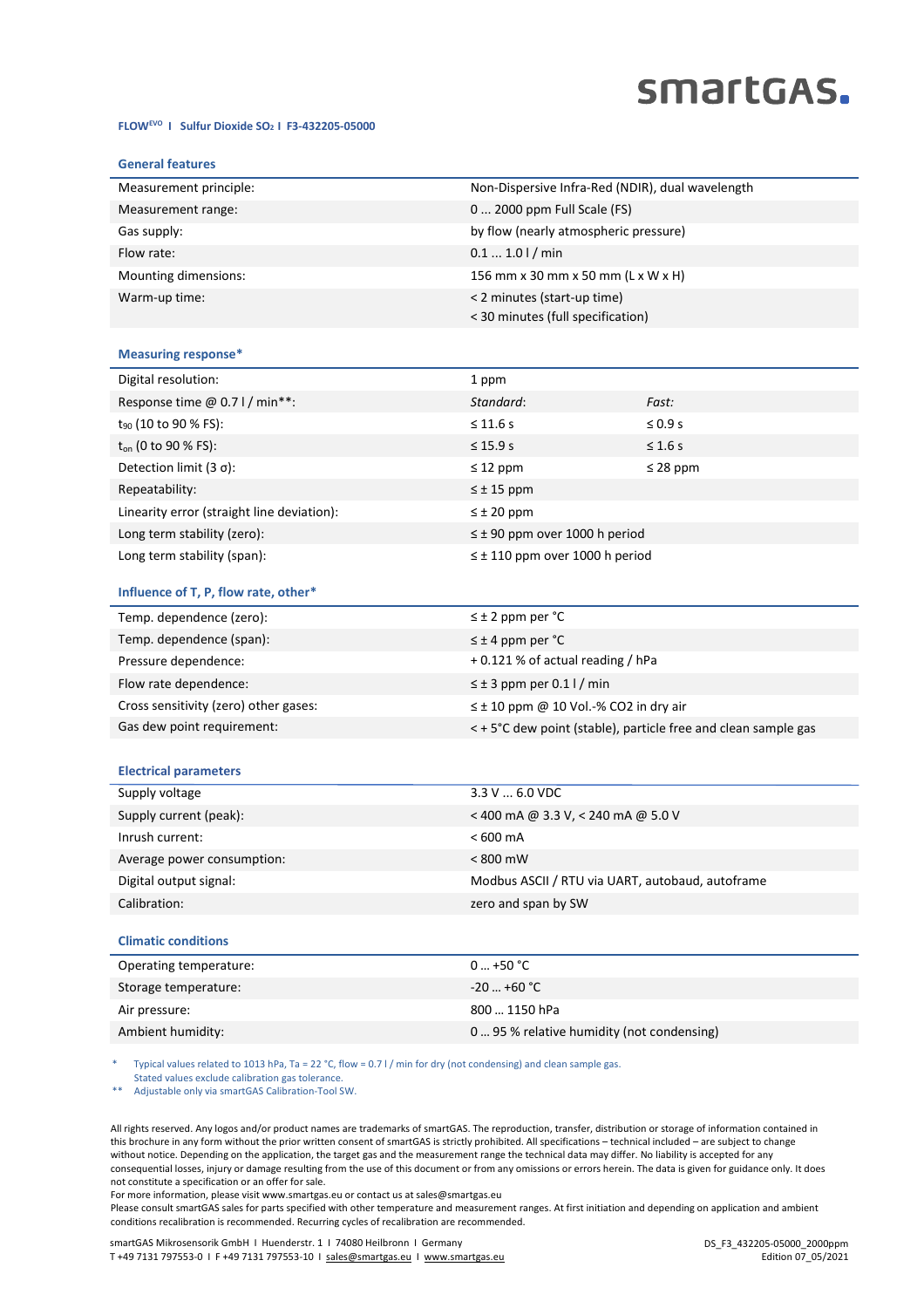# smartGAS.

**FLOW[EVO] I Sulfur Dioxide $SO_2$ I F3-432205-05000**

## General features

| | |
|---|---|
| Measurement principle: | Non-Dispersive Infra-Red (NDIR), dual wavelength |
| Measurement range: | 0 ... 2000 ppm Full Scale (FS) |
| Gas supply: | by flow (nearly atmospheric pressure) |
| Flow rate: | 0.1 ... 1.0 l / min |
| Mounting dimensions: | 156 mm x 30 mm x 50 mm (L x W x H) |
| Warm-up time: | < 2 minutes (start-up time)<br>< 30 minutes (full specification) |

## Measuring response*

| | | |
|---|---|---|
| Digital resolution: | 1 ppm | |
| Response time @ 0.7 l / min**: | *Standard*: | *Fast:* |
| $t_{90}$ (10 to 90 % FS): | ≤ 11.6 s | ≤ 0.9 s |
| $t_{on}$ (0 to 90 % FS): | ≤ 15.9 s | ≤ 1.6 s |
| Detection limit (3 σ): | ≤ 12 ppm | ≤ 28 ppm |
| Repeatability: | ≤ ± 15 ppm | |
| Linearity error (straight line deviation): | ≤ ± 20 ppm | |
| Long term stability (zero): | ≤ ± 90 ppm over 1000 h period | |
| Long term stability (span): | ≤ ± 110 ppm over 1000 h period | |

## Influence of T, P, flow rate, other*

| | |
|---|---|
| Temp. dependence (zero): | ≤ ± 2 ppm per °C |
| Temp. dependence (span): | ≤ ± 4 ppm per °C |
| Pressure dependence: | + 0.121 % of actual reading / hPa |
| Flow rate dependence: | ≤ ± 3 ppm per 0.1 l / min |
| Cross sensitivity (zero) other gases: | ≤ ± 10 ppm @ 10 Vol.-% CO2 in dry air |
| Gas dew point requirement: | < + 5°C dew point (stable), particle free and clean sample gas |

## Electrical parameters

| | |
|---|---|
| Supply voltage | 3.3 V ... 6.0 VDC |
| Supply current (peak): | < 400 mA @ 3.3 V, < 240 mA @ 5.0 V |
| Inrush current: | < 600 mA |
| Average power consumption: | < 800 mW |
| Digital output signal: | Modbus ASCII / RTU via UART, autobaud, autoframe |
| Calibration: | zero and span by SW |

## Climatic conditions

| | |
|---|---|
| Operating temperature: | 0 … +50 °C |
| Storage temperature: | -20 … +60 °C |
| Air pressure: | 800 … 1150 hPa |
| Ambient humidity: | 0 … 95 % relative humidity (not condensing) |

\* Typical values related to 1013 hPa, Ta = 22 °C, flow = 0.7 l / min for dry (not condensing) and clean sample gas. Stated values exclude calibration gas tolerance.

\*\* Adjustable only via smartGAS Calibration-Tool SW.

All rights reserved. Any logos and/or product names are trademarks of smartGAS. The reproduction, transfer, distribution or storage of information contained in this brochure in any form without the prior written consent of smartGAS is strictly prohibited. All specifications – technical included – are subject to change without notice. Depending on the application, the target gas and the measurement range the technical data may differ. No liability is accepted for any consequential losses, injury or damage resulting from the use of this document or from any omissions or errors herein. The data is given for guidance only. It does not constitute a specification or an offer for sale.
For more information, please visit www.smartgas.eu or contact us at sales@smartgas.eu
Please consult smartGAS sales for parts specified with other temperature and measurement ranges. At first initiation and depending on application and ambient conditions recalibration is recommended. Recurring cycles of recalibration are recommended.

smartGAS Mikrosensorik GmbH I Huenderstr. 1 I 74080 Heilbronn I Germany
T +49 7131 797553-0 I F +49 7131 797553-10 I sales@smartgas.eu I www.smartgas.eu

DS_F3_432205-05000_2000ppm
Edition 07_05/2021